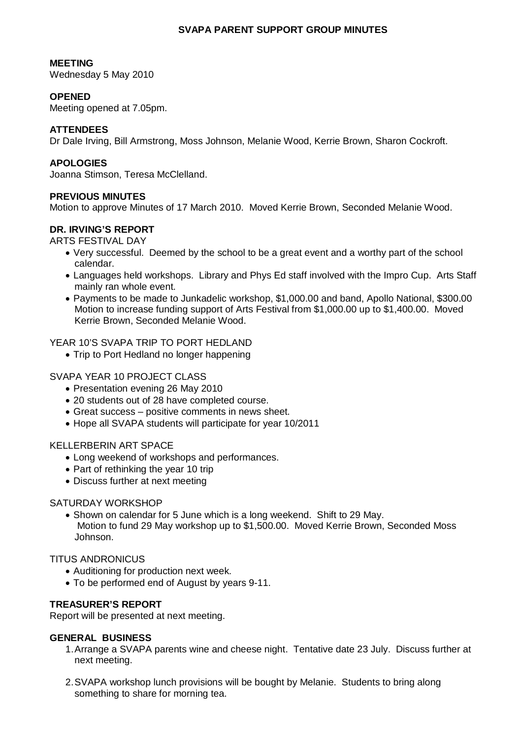# SVAPA PARENT SUPPORT GROUP MINUTES

**MEETING**
Wednesday 5 May 2010

**OPENED**
Meeting opened at 7.05pm.

**ATTENDEES**
Dr Dale Irving, Bill Armstrong, Moss Johnson, Melanie Wood, Kerrie Brown, Sharon Cockroft.

**APOLOGIES**
Joanna Stimson, Teresa McClelland.

**PREVIOUS MINUTES**
Motion to approve Minutes of 17 March 2010. Moved Kerrie Brown, Seconded Melanie Wood.

**DR. IRVING'S REPORT**

ARTS FESTIVAL DAY

- Very successful. Deemed by the school to be a great event and a worthy part of the school calendar.
- Languages held workshops. Library and Phys Ed staff involved with the Impro Cup. Arts Staff mainly ran whole event.
- Payments to be made to Junkadelic workshop, $1,000.00 and band, Apollo National, $300.00 Motion to increase funding support of Arts Festival from $1,000.00 up to $1,400.00. Moved Kerrie Brown, Seconded Melanie Wood.

YEAR 10'S SVAPA TRIP TO PORT HEDLAND

- Trip to Port Hedland no longer happening

SVAPA YEAR 10 PROJECT CLASS

- Presentation evening 26 May 2010
- 20 students out of 28 have completed course.
- Great success – positive comments in news sheet.
- Hope all SVAPA students will participate for year 10/2011

KELLERBERIN ART SPACE

- Long weekend of workshops and performances.
- Part of rethinking the year 10 trip
- Discuss further at next meeting

SATURDAY WORKSHOP

- Shown on calendar for 5 June which is a long weekend. Shift to 29 May. Motion to fund 29 May workshop up to $1,500.00. Moved Kerrie Brown, Seconded Moss Johnson.

TITUS ANDRONICUS

- Auditioning for production next week.
- To be performed end of August by years 9-11.

**TREASURER'S REPORT**
Report will be presented at next meeting.

**GENERAL BUSINESS**

1. Arrange a SVAPA parents wine and cheese night. Tentative date 23 July. Discuss further at next meeting.
2. SVAPA workshop lunch provisions will be bought by Melanie. Students to bring along something to share for morning tea.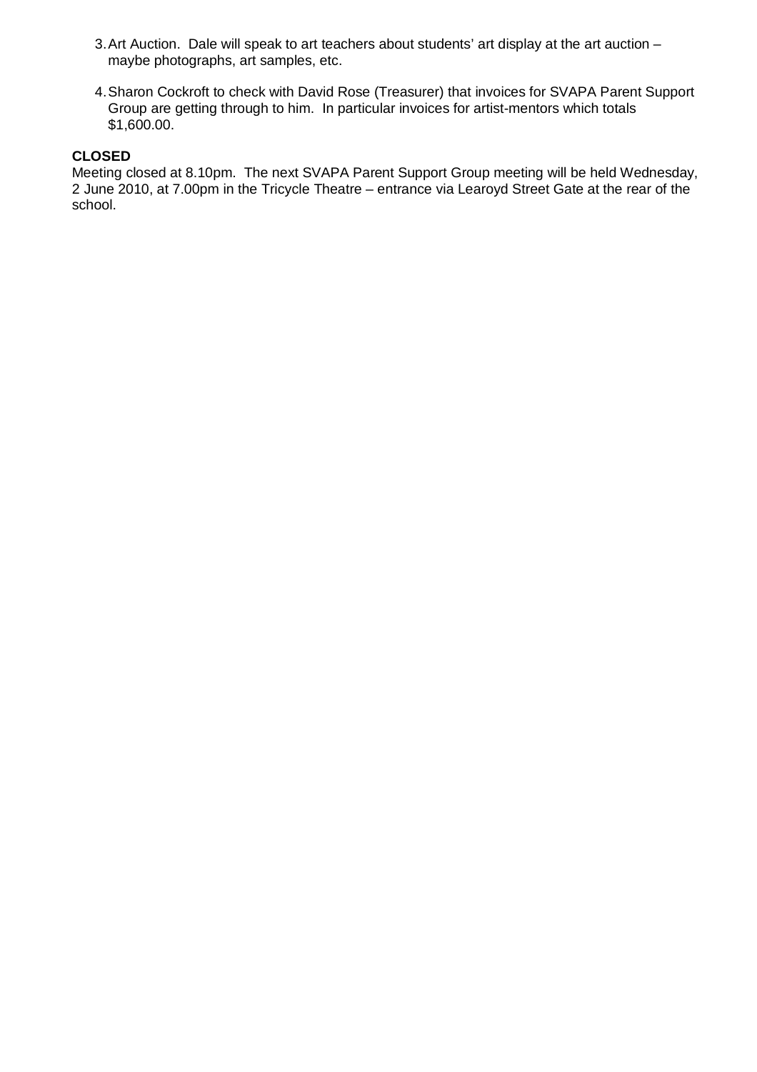3. Art Auction. Dale will speak to art teachers about students' art display at the art auction – maybe photographs, art samples, etc.

4. Sharon Cockroft to check with David Rose (Treasurer) that invoices for SVAPA Parent Support Group are getting through to him. In particular invoices for artist-mentors which totals $1,600.00.

**CLOSED**

Meeting closed at 8.10pm. The next SVAPA Parent Support Group meeting will be held Wednesday, 2 June 2010, at 7.00pm in the Tricycle Theatre – entrance via Learoyd Street Gate at the rear of the school.